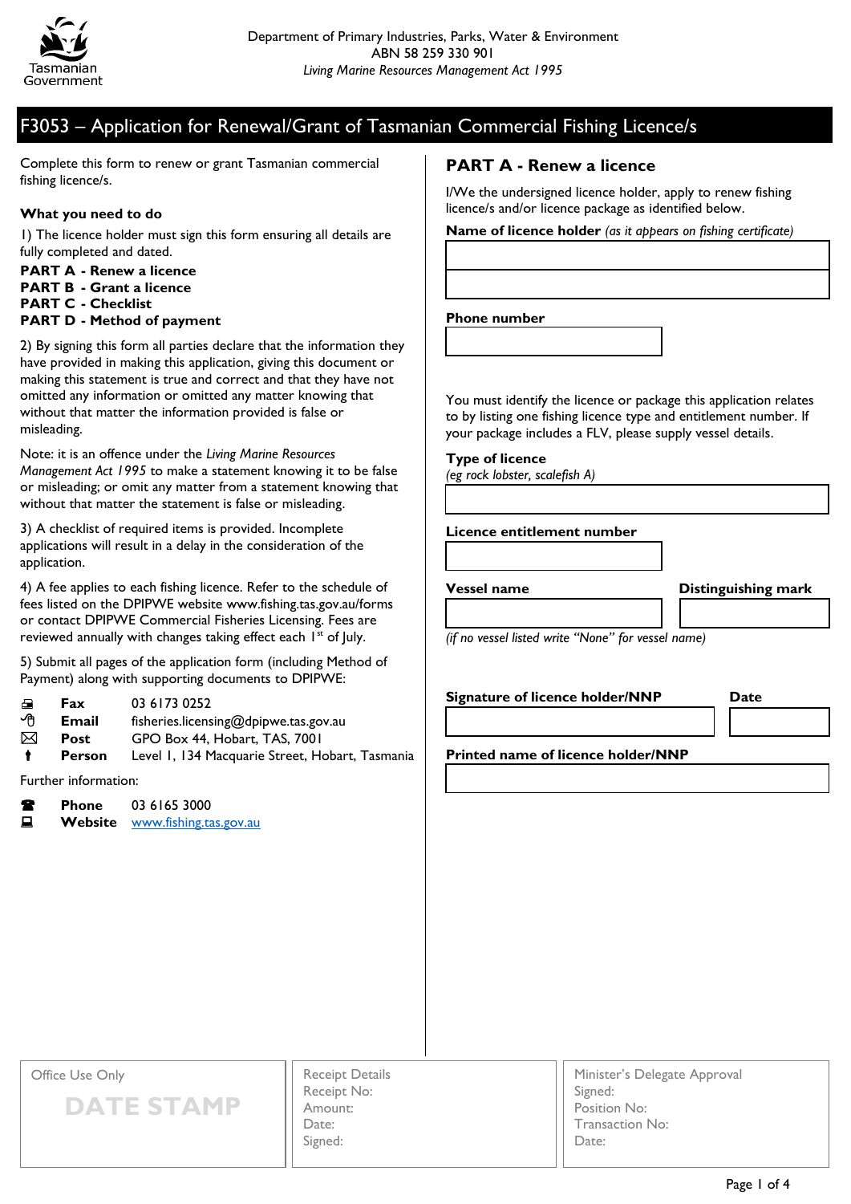Department of Primary Industries, Parks, Water & Environment
ABN 58 259 330 901
*Living Marine Resources Management Act 1995*

# F3053 – Application for Renewal/Grant of Tasmanian Commercial Fishing Licence/s

Complete this form to renew or grant Tasmanian commercial fishing licence/s.

**What you need to do**

1) The licence holder must sign this form ensuring all details are fully completed and dated.

**PART A - Renew a licence**
**PART B - Grant a licence**
**PART C - Checklist**
**PART D - Method of payment**

2) By signing this form all parties declare that the information they have provided in making this application, giving this document or making this statement is true and correct and that they have not omitted any information or omitted any matter knowing that without that matter the information provided is false or misleading.

Note: it is an offence under the *Living Marine Resources Management Act 1995* to make a statement knowing it to be false or misleading; or omit any matter from a statement knowing that without that matter the statement is false or misleading.

3) A checklist of required items is provided. Incomplete applications will result in a delay in the consideration of the application.

4) A fee applies to each fishing licence. Refer to the schedule of fees listed on the DPIPWE website www.fishing.tas.gov.au/forms or contact DPIPWE Commercial Fisheries Licensing. Fees are reviewed annually with changes taking effect each 1st of July.

5) Submit all pages of the application form (including Method of Payment) along with supporting documents to DPIPWE:

| | |
|---|---|
| **Fax** | 03 6173 0252 |
| **Email** | fisheries.licensing@dpipwe.tas.gov.au |
| **Post** | GPO Box 44, Hobart, TAS, 7001 |
| **Person** | Level 1, 134 Macquarie Street, Hobart, Tasmania |

Further information:

| | |
|---|---|
| **Phone** | 03 6165 3000 |
| **Website** | www.fishing.tas.gov.au |

## PART A - Renew a licence

I/We the undersigned licence holder, apply to renew fishing licence/s and/or licence package as identified below.

**Name of licence holder** *(as it appears on fishing certificate)*

**Phone number**

You must identify the licence or package this application relates to by listing one fishing licence type and entitlement number. If your package includes a FLV, please supply vessel details.

**Type of licence**
*(eg rock lobster, scalefish A)*

**Licence entitlement number**

**Vessel name** **Distinguishing mark**

*(if no vessel listed write "None" for vessel name)*

**Signature of licence holder/NNP** **Date**

**Printed name of licence holder/NNP**

| Office Use Only | Receipt Details | Minister's Delegate Approval |
|---|---|---|
| DATE STAMP | Receipt No:<br>Amount:<br>Date:<br>Signed: | Signed:<br>Position No:<br>Transaction No:<br>Date: |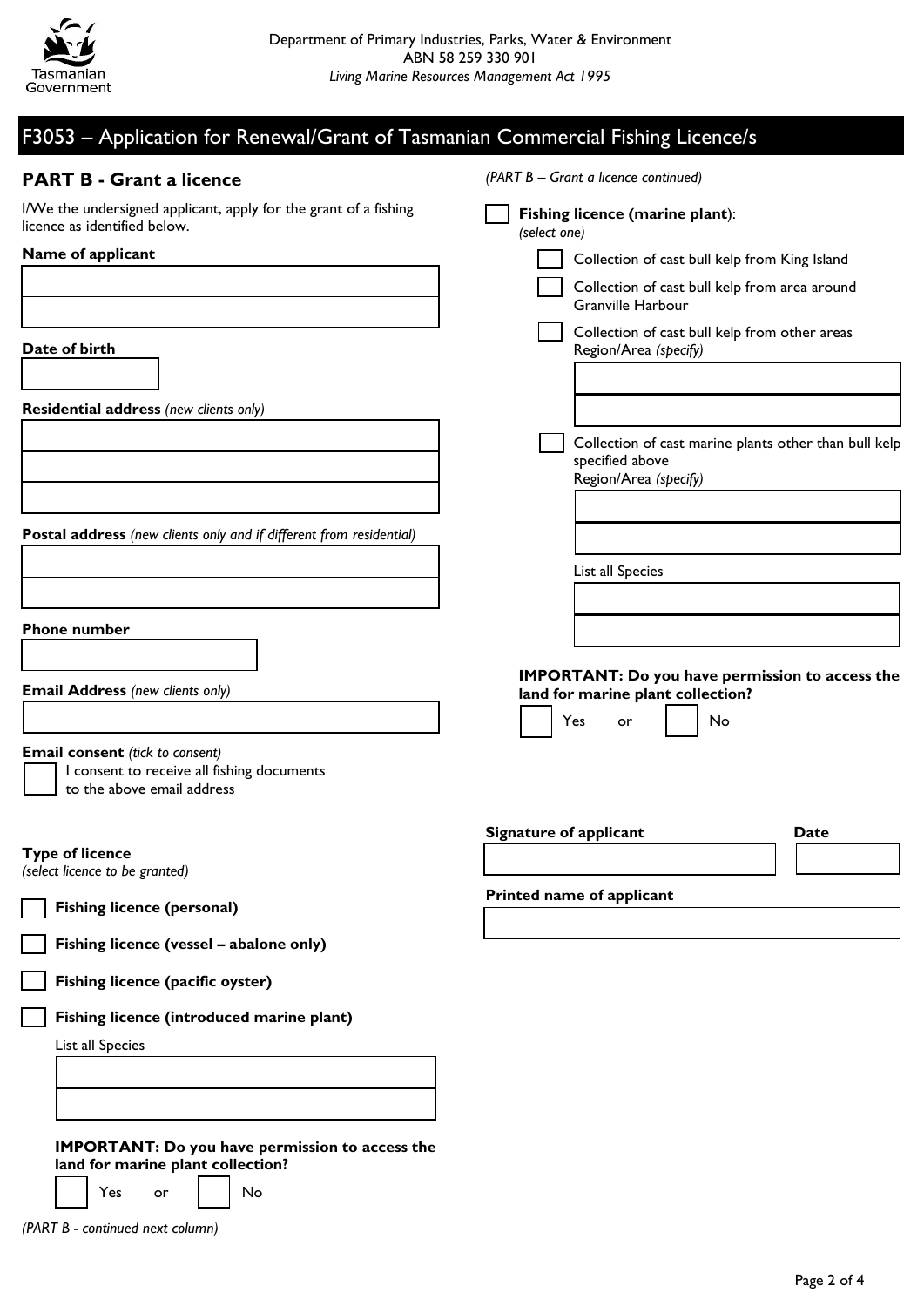Department of Primary Industries, Parks, Water & Environment
ABN 58 259 330 901
*Living Marine Resources Management Act 1995*

# F3053 – Application for Renewal/Grant of Tasmanian Commercial Fishing Licence/s

## PART B - Grant a licence

I/We the undersigned applicant, apply for the grant of a fishing licence as identified below.

**Name of applicant**

**Date of birth**

**Residential address** *(new clients only)*

**Postal address** *(new clients only and if different from residential)*

**Phone number**

**Email Address** *(new clients only)*

**Email consent** *(tick to consent)*

☐ I consent to receive all fishing documents to the above email address

**Type of licence**
*(select licence to be granted)*

☐ **Fishing licence (personal)**

☐ **Fishing licence (vessel – abalone only)**

☐ **Fishing licence (pacific oyster)**

☐ **Fishing licence (introduced marine plant)**

List all Species

**IMPORTANT: Do you have permission to access the land for marine plant collection?**

☐ Yes or ☐ No

*(PART B - continued next column)*

*(PART B – Grant a licence continued)*

☐ **Fishing licence (marine plant)**:
*(select one)*

- ☐ Collection of cast bull kelp from King Island
- ☐ Collection of cast bull kelp from area around Granville Harbour
- ☐ Collection of cast bull kelp from other areas
  Region/Area *(specify)*
- ☐ Collection of cast marine plants other than bull kelp specified above
  Region/Area *(specify)*

  List all Species

**IMPORTANT: Do you have permission to access the land for marine plant collection?**

☐ Yes or ☐ No

**Signature of applicant** **Date**

**Printed name of applicant**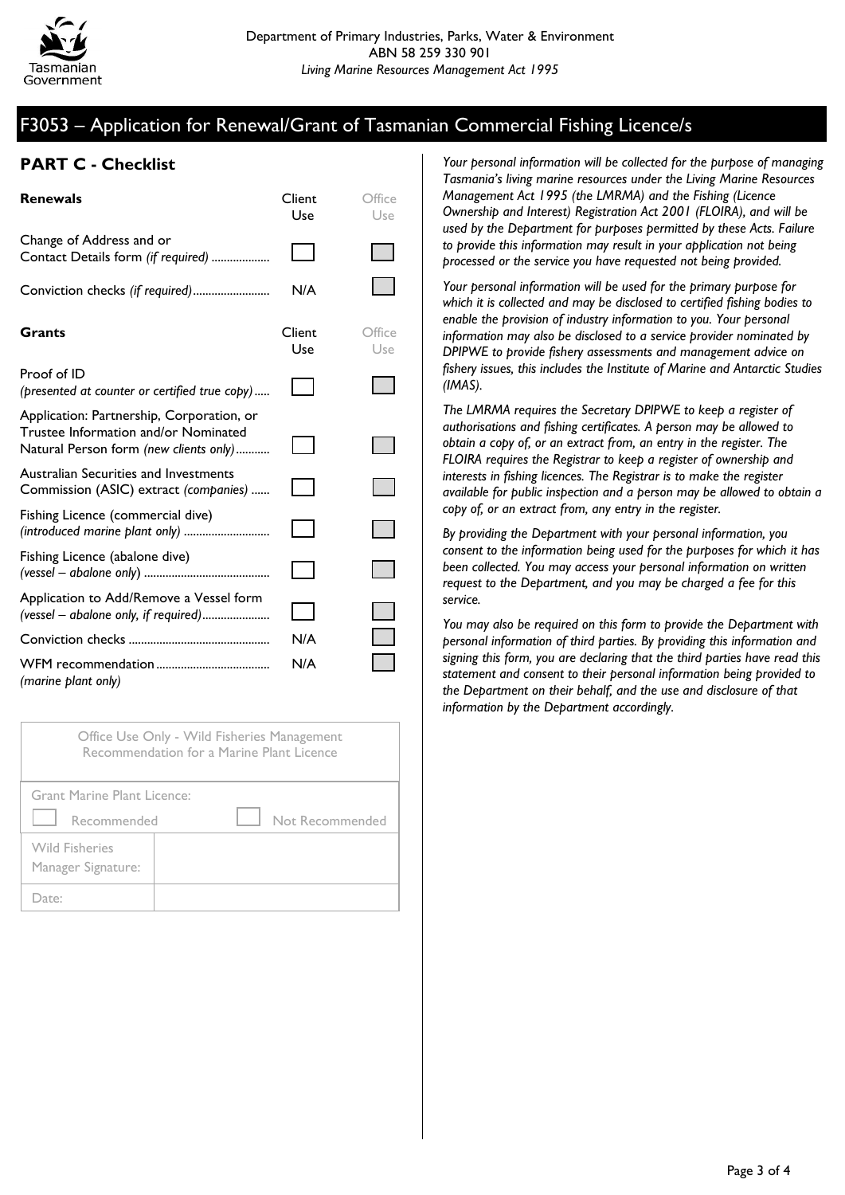Department of Primary Industries, Parks, Water & Environment
ABN 58 259 330 901
*Living Marine Resources Management Act 1995*

# F3053 – Application for Renewal/Grant of Tasmanian Commercial Fishing Licence/s

## PART C - Checklist

| **Renewals** | Client Use | Office Use |
|---|---|---|
| Change of Address and or Contact Details form *(if required)* | ☐ | ☐ |
| Conviction checks *(if required)* | N/A | ☐ |

| **Grants** | Client Use | Office Use |
|---|---|---|
| Proof of ID *(presented at counter or certified true copy)* | ☐ | ☐ |
| Application: Partnership, Corporation, or Trustee Information and/or Nominated Natural Person form *(new clients only)* | ☐ | ☐ |
| Australian Securities and Investments Commission (ASIC) extract *(companies)* | ☐ | ☐ |
| Fishing Licence (commercial dive) *(introduced marine plant only)* | ☐ | ☐ |
| Fishing Licence (abalone dive) *(vessel – abalone only)* | ☐ | ☐ |
| Application to Add/Remove a Vessel form *(vessel – abalone only, if required)* | ☐ | ☐ |
| Conviction checks | N/A | ☐ |
| WFM recommendation *(marine plant only)* | N/A | ☐ |

| Office Use Only - Wild Fisheries Management Recommendation for a Marine Plant Licence | |
|---|---|
| Grant Marine Plant Licence: ☐ Recommended ☐ Not Recommended | |
| Wild Fisheries Manager Signature: | |
| Date: | |

*Your personal information will be collected for the purpose of managing Tasmania's living marine resources under the Living Marine Resources Management Act 1995 (the LMRMA) and the Fishing (Licence Ownership and Interest) Registration Act 2001 (FLOIRA), and will be used by the Department for purposes permitted by these Acts. Failure to provide this information may result in your application not being processed or the service you have requested not being provided.*

*Your personal information will be used for the primary purpose for which it is collected and may be disclosed to certified fishing bodies to enable the provision of industry information to you. Your personal information may also be disclosed to a service provider nominated by DPIPWE to provide fishery assessments and management advice on fishery issues, this includes the Institute of Marine and Antarctic Studies (IMAS).*

*The LMRMA requires the Secretary DPIPWE to keep a register of authorisations and fishing certificates. A person may be allowed to obtain a copy of, or an extract from, an entry in the register. The FLOIRA requires the Registrar to keep a register of ownership and interests in fishing licences. The Registrar is to make the register available for public inspection and a person may be allowed to obtain a copy of, or an extract from, any entry in the register.*

*By providing the Department with your personal information, you consent to the information being used for the purposes for which it has been collected. You may access your personal information on written request to the Department, and you may be charged a fee for this service.*

*You may also be required on this form to provide the Department with personal information of third parties. By providing this information and signing this form, you are declaring that the third parties have read this statement and consent to their personal information being provided to the Department on their behalf, and the use and disclosure of that information by the Department accordingly.*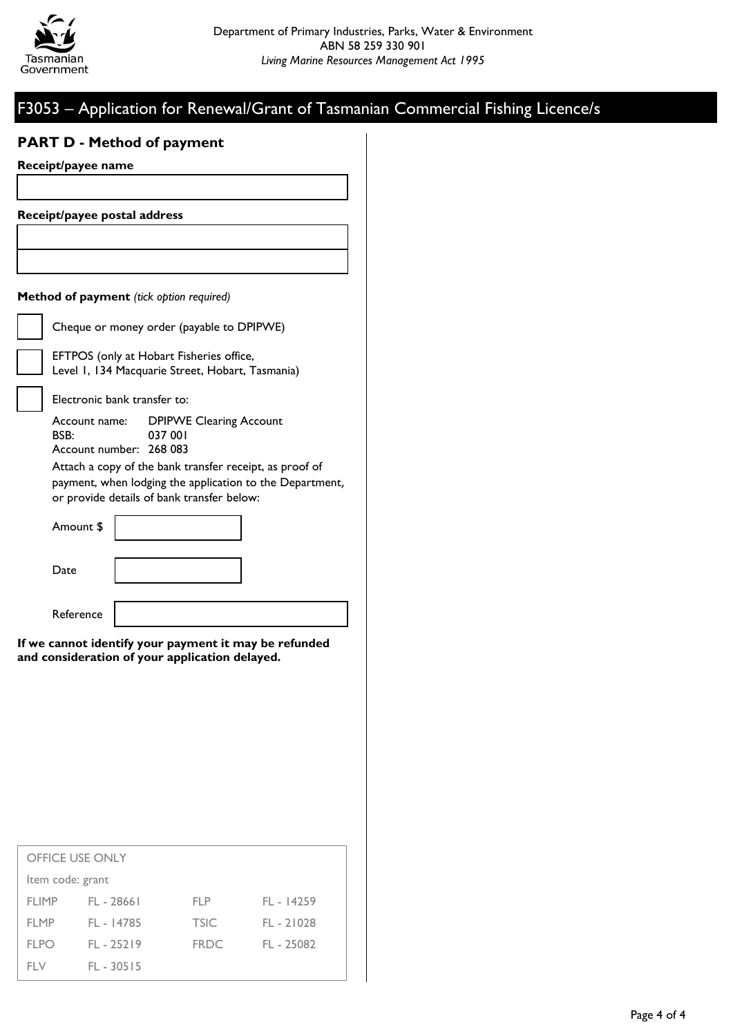Department of Primary Industries, Parks, Water & Environment
ABN 58 259 330 901
*Living Marine Resources Management Act 1995*

# F3053 – Application for Renewal/Grant of Tasmanian Commercial Fishing Licence/s

## PART D - Method of payment

**Receipt/payee name**

**Receipt/payee postal address**

**Method of payment** *(tick option required)*

- ☐ Cheque or money order (payable to DPIPWE)
- ☐ EFTPOS (only at Hobart Fisheries office, Level 1, 134 Macquarie Street, Hobart, Tasmania)
- ☐ Electronic bank transfer to:

  Account name: DPIPWE Clearing Account
  BSB: 037 001
  Account number: 268 083

  Attach a copy of the bank transfer receipt, as proof of payment, when lodging the application to the Department, or provide details of bank transfer below:

  Amount $

  Date

  Reference

**If we cannot identify your payment it may be refunded and consideration of your application delayed.**

OFFICE USE ONLY

Item code: grant

| | | | |
|---|---|---|---|
| FLIMP | FL - 28661 | FLP | FL - 14259 |
| FLMP | FL - 14785 | TSIC | FL - 21028 |
| FLPO | FL - 25219 | FRDC | FL - 25082 |
| FLV | FL - 30515 | | |